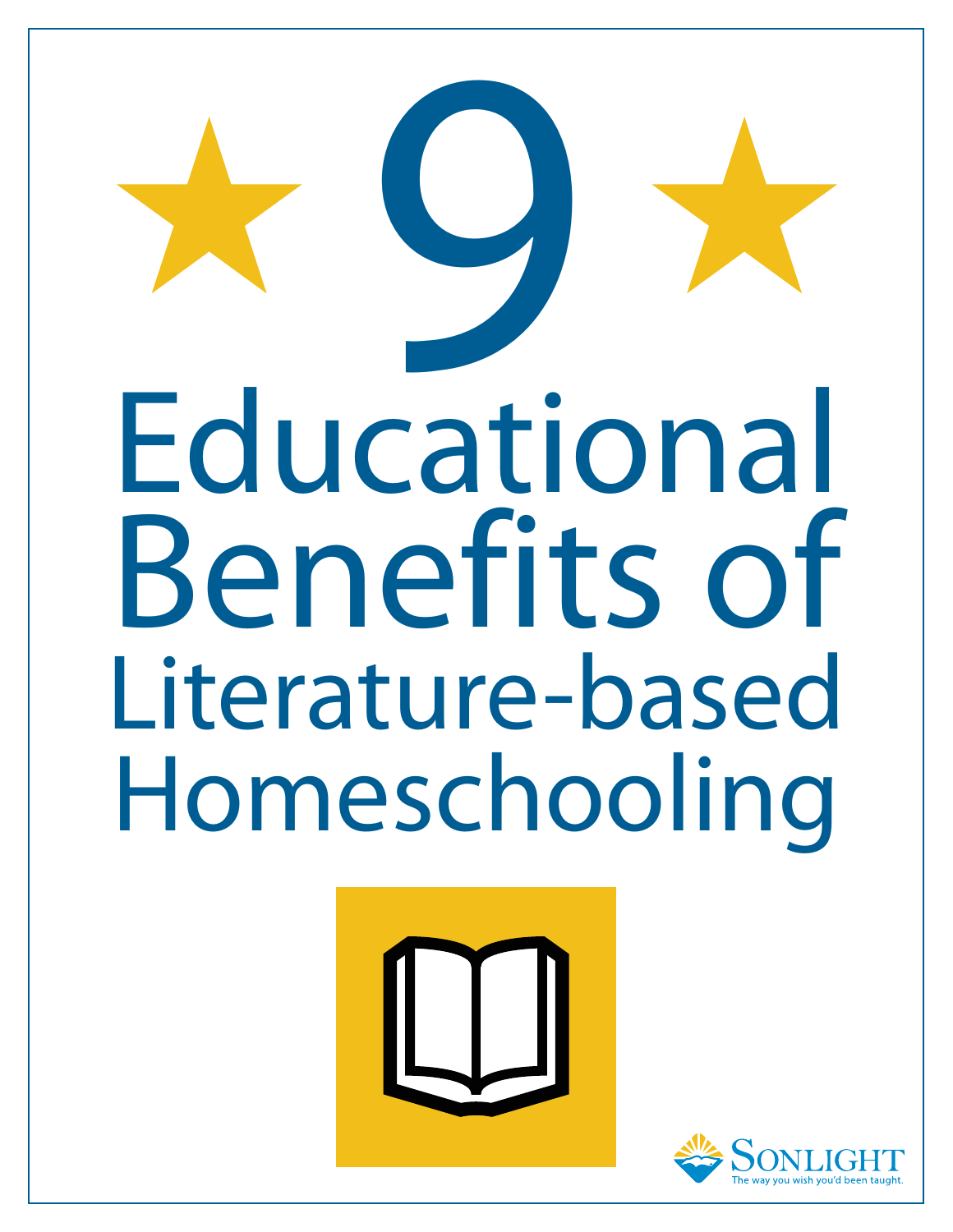# 9 Educational Benefits of Literature-based Homeschooling

Sonlight

The way you wish you'd been taught.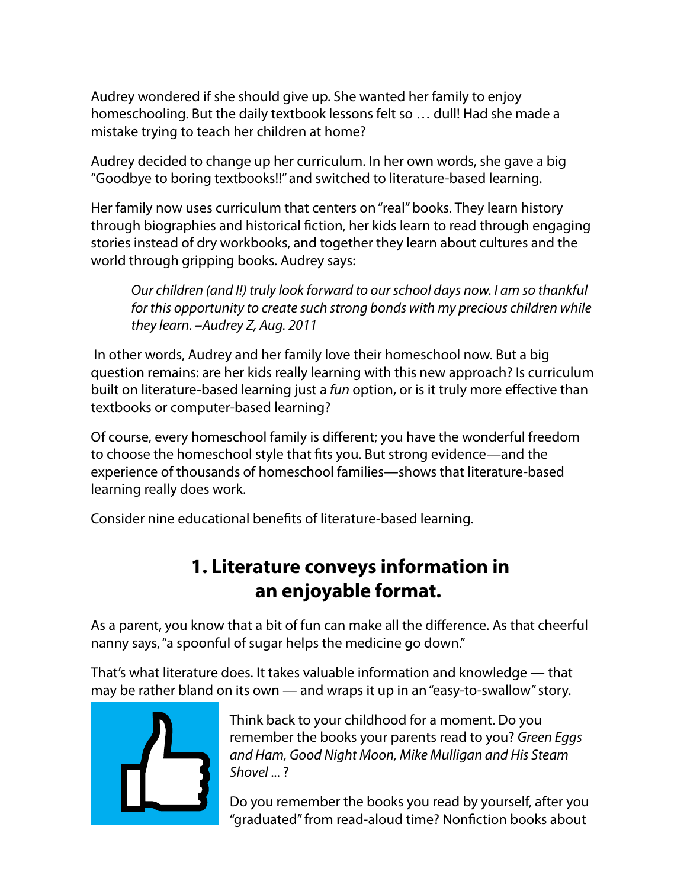Audrey wondered if she should give up. She wanted her family to enjoy homeschooling. But the daily textbook lessons felt so … dull! Had she made a mistake trying to teach her children at home?

Audrey decided to change up her curriculum. In her own words, she gave a big "Goodbye to boring textbooks!!" and switched to literature-based learning.

Her family now uses curriculum that centers on "real" books. They learn history through biographies and historical fiction, her kids learn to read through engaging stories instead of dry workbooks, and together they learn about cultures and the world through gripping books. Audrey says:

> *Our children (and I!) truly look forward to our school days now. I am so thankful for this opportunity to create such strong bonds with my precious children while they learn.* **–***Audrey Z, Aug. 2011*

In other words, Audrey and her family love their homeschool now. But a big question remains: are her kids really learning with this new approach? Is curriculum built on literature-based learning just a *fun* option, or is it truly more effective than textbooks or computer-based learning?

Of course, every homeschool family is different; you have the wonderful freedom to choose the homeschool style that fits you. But strong evidence—and the experience of thousands of homeschool families—shows that literature-based learning really does work.

Consider nine educational benefits of literature-based learning.

## 1. Literature conveys information in an enjoyable format.

As a parent, you know that a bit of fun can make all the difference. As that cheerful nanny says, "a spoonful of sugar helps the medicine go down."

That's what literature does. It takes valuable information and knowledge — that may be rather bland on its own — and wraps it up in an "easy-to-swallow" story.

Think back to your childhood for a moment. Do you remember the books your parents read to you? *Green Eggs and Ham, Good Night Moon, Mike Mulligan and His Steam Shovel* ... ?

Do you remember the books you read by yourself, after you "graduated" from read-aloud time? Nonfiction books about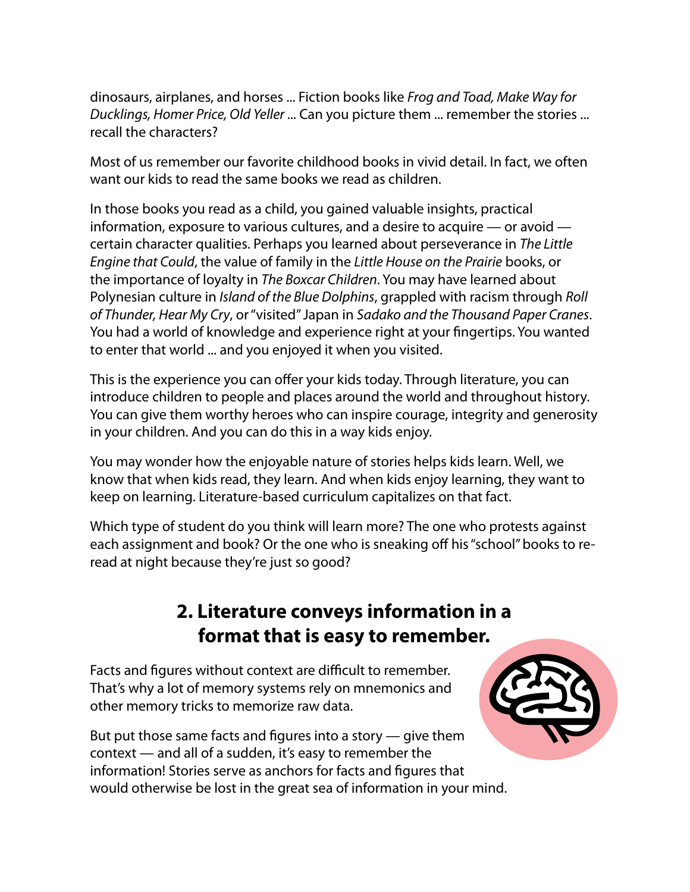dinosaurs, airplanes, and horses ... Fiction books like *Frog and Toad, Make Way for Ducklings, Homer Price, Old Yeller* ... Can you picture them ... remember the stories ... recall the characters?

Most of us remember our favorite childhood books in vivid detail. In fact, we often want our kids to read the same books we read as children.

In those books you read as a child, you gained valuable insights, practical information, exposure to various cultures, and a desire to acquire — or avoid — certain character qualities. Perhaps you learned about perseverance in *The Little Engine that Could*, the value of family in the *Little House on the Prairie* books, or the importance of loyalty in *The Boxcar Children*. You may have learned about Polynesian culture in *Island of the Blue Dolphins*, grappled with racism through *Roll of Thunder, Hear My Cry*, or "visited" Japan in *Sadako and the Thousand Paper Cranes*. You had a world of knowledge and experience right at your fingertips. You wanted to enter that world ... and you enjoyed it when you visited.

This is the experience you can offer your kids today. Through literature, you can introduce children to people and places around the world and throughout history. You can give them worthy heroes who can inspire courage, integrity and generosity in your children. And you can do this in a way kids enjoy.

You may wonder how the enjoyable nature of stories helps kids learn. Well, we know that when kids read, they learn. And when kids enjoy learning, they want to keep on learning. Literature-based curriculum capitalizes on that fact.

Which type of student do you think will learn more? The one who protests against each assignment and book? Or the one who is sneaking off his "school" books to re-read at night because they're just so good?

## 2. Literature conveys information in a format that is easy to remember.

Facts and figures without context are difficult to remember. That's why a lot of memory systems rely on mnemonics and other memory tricks to memorize raw data.

But put those same facts and figures into a story — give them context — and all of a sudden, it's easy to remember the information! Stories serve as anchors for facts and figures that would otherwise be lost in the great sea of information in your mind.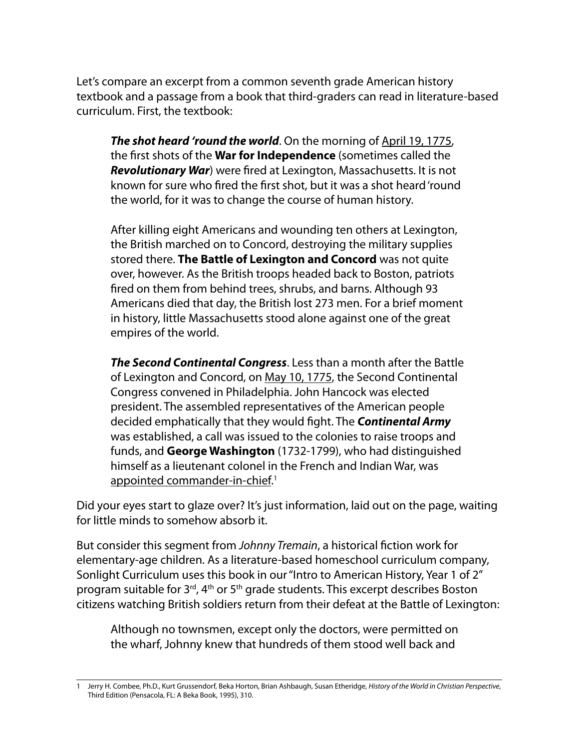Let's compare an excerpt from a common seventh grade American history textbook and a passage from a book that third-graders can read in literature-based curriculum. First, the textbook:

> ***The shot heard 'round the world***. On the morning of <u>April 19, 1775</u>, the first shots of the **War for Independence** (sometimes called the ***Revolutionary War***) were fired at Lexington, Massachusetts. It is not known for sure who fired the first shot, but it was a shot heard 'round the world, for it was to change the course of human history.
>
> After killing eight Americans and wounding ten others at Lexington, the British marched on to Concord, destroying the military supplies stored there. **The Battle of Lexington and Concord** was not quite over, however. As the British troops headed back to Boston, patriots fired on them from behind trees, shrubs, and barns. Although 93 Americans died that day, the British lost 273 men. For a brief moment in history, little Massachusetts stood alone against one of the great empires of the world.
>
> ***The Second Continental Congress***. Less than a month after the Battle of Lexington and Concord, on <u>May 10, 1775</u>, the Second Continental Congress convened in Philadelphia. John Hancock was elected president. The assembled representatives of the American people decided emphatically that they would fight. The ***Continental Army*** was established, a call was issued to the colonies to raise troops and funds, and **George Washington** (1732-1799), who had distinguished himself as a lieutenant colonel in the French and Indian War, was <u>appointed commander-in-chief</u>.[1]

Did your eyes start to glaze over? It's just information, laid out on the page, waiting for little minds to somehow absorb it.

But consider this segment from *Johnny Tremain*, a historical fiction work for elementary-age children. As a literature-based homeschool curriculum company, Sonlight Curriculum uses this book in our "Intro to American History, Year 1 of 2" program suitable for 3rd, 4th or 5th grade students. This excerpt describes Boston citizens watching British soldiers return from their defeat at the Battle of Lexington:

> Although no townsmen, except only the doctors, were permitted on the wharf, Johnny knew that hundreds of them stood well back and

---

1 Jerry H. Combee, Ph.D., Kurt Grussendorf, Beka Horton, Brian Ashbaugh, Susan Etheridge, *History of the World in Christian Perspective*, Third Edition (Pensacola, FL: A Beka Book, 1995), 310.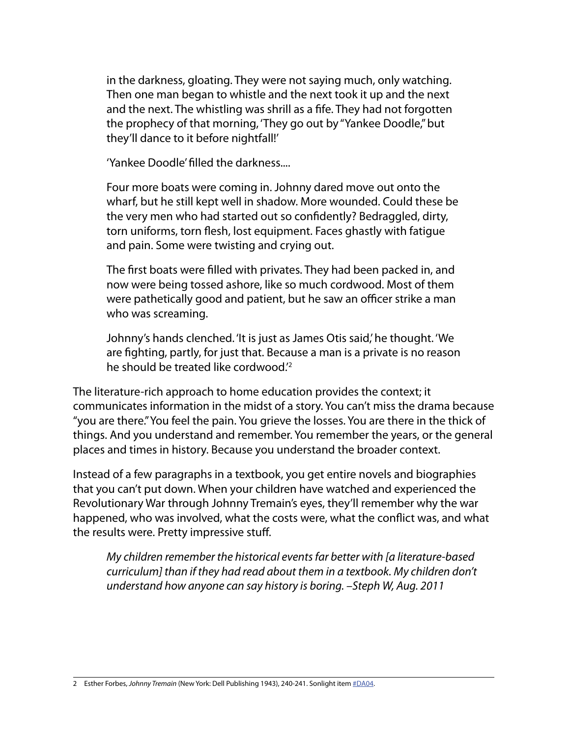> in the darkness, gloating. They were not saying much, only watching. Then one man began to whistle and the next took it up and the next and the next. The whistling was shrill as a fife. They had not forgotten the prophecy of that morning, 'They go out by "Yankee Doodle," but they'll dance to it before nightfall!'
>
> 'Yankee Doodle' filled the darkness....
>
> Four more boats were coming in. Johnny dared move out onto the wharf, but he still kept well in shadow. More wounded. Could these be the very men who had started out so confidently? Bedraggled, dirty, torn uniforms, torn flesh, lost equipment. Faces ghastly with fatigue and pain. Some were twisting and crying out.
>
> The first boats were filled with privates. They had been packed in, and now were being tossed ashore, like so much cordwood. Most of them were pathetically good and patient, but he saw an officer strike a man who was screaming.
>
> Johnny's hands clenched. 'It is just as James Otis said,' he thought. 'We are fighting, partly, for just that. Because a man is a private is no reason he should be treated like cordwood.'[2]

The literature-rich approach to home education provides the context; it communicates information in the midst of a story. You can't miss the drama because "you are there." You feel the pain. You grieve the losses. You are there in the thick of things. And you understand and remember. You remember the years, or the general places and times in history. Because you understand the broader context.

Instead of a few paragraphs in a textbook, you get entire novels and biographies that you can't put down. When your children have watched and experienced the Revolutionary War through Johnny Tremain's eyes, they'll remember why the war happened, who was involved, what the costs were, what the conflict was, and what the results were. Pretty impressive stuff.

> *My children remember the historical events far better with [a literature-based curriculum] than if they had read about them in a textbook. My children don't understand how anyone can say history is boring. –Steph W, Aug. 2011*

---

2 Esther Forbes, *Johnny Tremain* (New York: Dell Publishing 1943), 240-241. Sonlight item #DA04.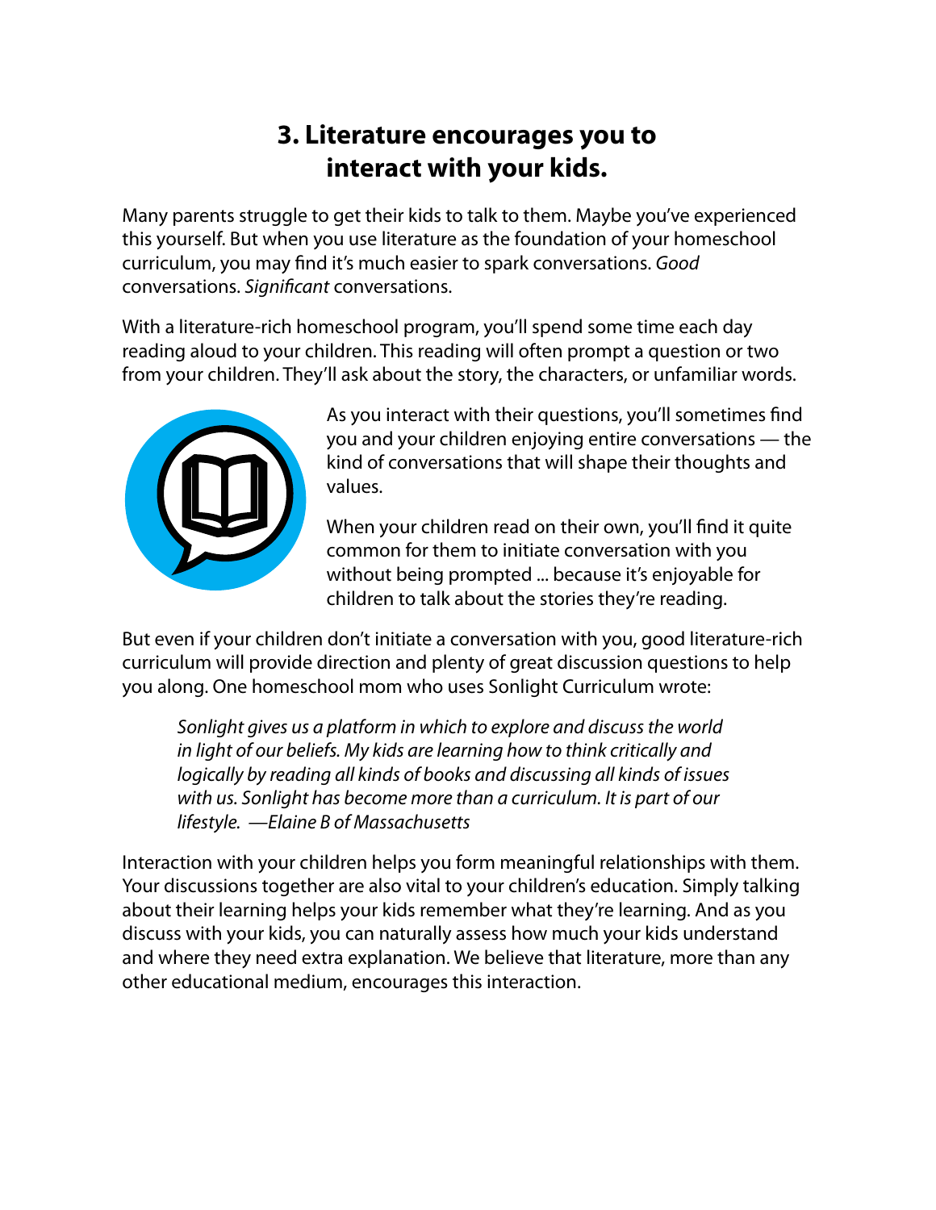## 3. Literature encourages you to interact with your kids.

Many parents struggle to get their kids to talk to them. Maybe you've experienced this yourself. But when you use literature as the foundation of your homeschool curriculum, you may find it's much easier to spark conversations. *Good* conversations. *Significant* conversations.

With a literature-rich homeschool program, you'll spend some time each day reading aloud to your children. This reading will often prompt a question or two from your children. They'll ask about the story, the characters, or unfamiliar words.

As you interact with their questions, you'll sometimes find you and your children enjoying entire conversations — the kind of conversations that will shape their thoughts and values.

When your children read on their own, you'll find it quite common for them to initiate conversation with you without being prompted ... because it's enjoyable for children to talk about the stories they're reading.

But even if your children don't initiate a conversation with you, good literature-rich curriculum will provide direction and plenty of great discussion questions to help you along. One homeschool mom who uses Sonlight Curriculum wrote:

> *Sonlight gives us a platform in which to explore and discuss the world in light of our beliefs. My kids are learning how to think critically and logically by reading all kinds of books and discussing all kinds of issues with us. Sonlight has become more than a curriculum. It is part of our lifestyle.* —*Elaine B of Massachusetts*

Interaction with your children helps you form meaningful relationships with them. Your discussions together are also vital to your children's education. Simply talking about their learning helps your kids remember what they're learning. And as you discuss with your kids, you can naturally assess how much your kids understand and where they need extra explanation. We believe that literature, more than any other educational medium, encourages this interaction.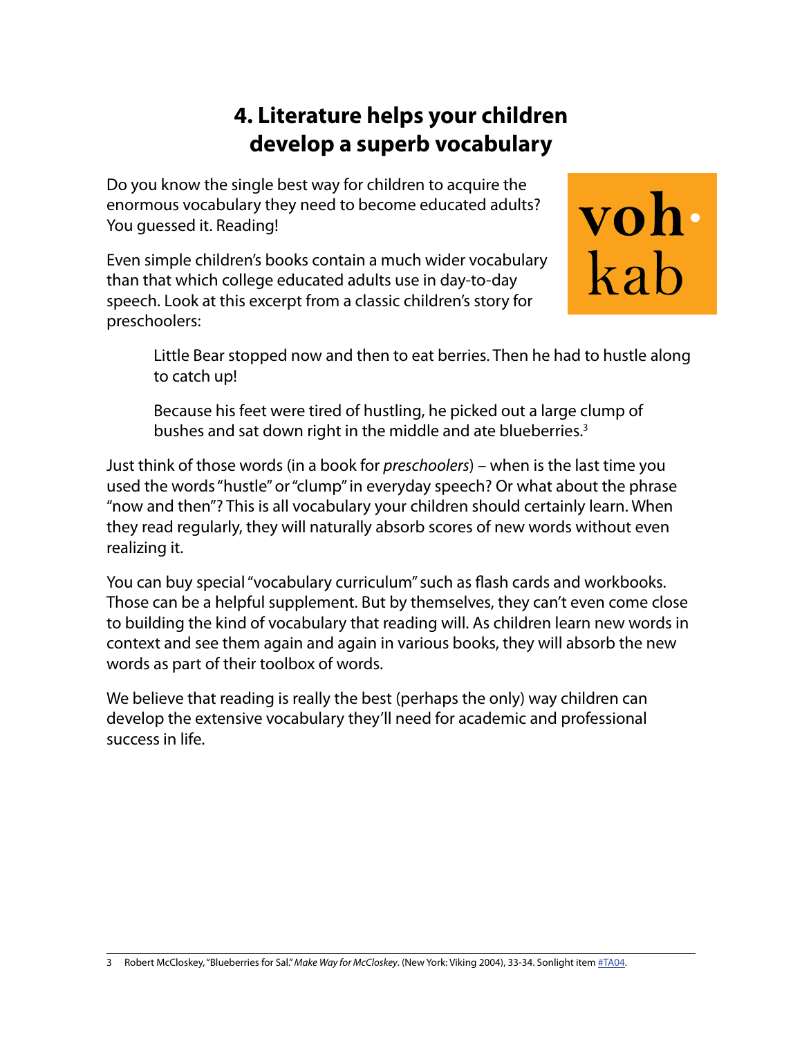## 4. Literature helps your children develop a superb vocabulary

Do you know the single best way for children to acquire the enormous vocabulary they need to become educated adults? You guessed it. Reading!

voh·
kab

Even simple children's books contain a much wider vocabulary than that which college educated adults use in day-to-day speech. Look at this excerpt from a classic children's story for preschoolers:

> Little Bear stopped now and then to eat berries. Then he had to hustle along to catch up!
>
> Because his feet were tired of hustling, he picked out a large clump of bushes and sat down right in the middle and ate blueberries.[3]

Just think of those words (in a book for *preschoolers*) – when is the last time you used the words "hustle" or "clump" in everyday speech? Or what about the phrase "now and then"? This is all vocabulary your children should certainly learn. When they read regularly, they will naturally absorb scores of new words without even realizing it.

You can buy special "vocabulary curriculum" such as flash cards and workbooks. Those can be a helpful supplement. But by themselves, they can't even come close to building the kind of vocabulary that reading will. As children learn new words in context and see them again and again in various books, they will absorb the new words as part of their toolbox of words.

We believe that reading is really the best (perhaps the only) way children can develop the extensive vocabulary they'll need for academic and professional success in life.

---

3 Robert McCloskey, "Blueberries for Sal." *Make Way for McCloskey*. (New York: Viking 2004), 33-34. Sonlight item #TA04.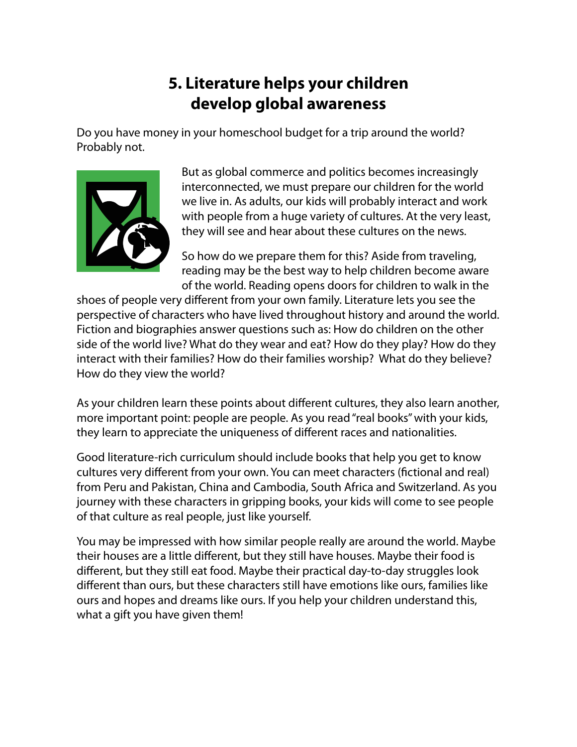## 5. Literature helps your children develop global awareness

Do you have money in your homeschool budget for a trip around the world? Probably not.

But as global commerce and politics becomes increasingly interconnected, we must prepare our children for the world we live in. As adults, our kids will probably interact and work with people from a huge variety of cultures. At the very least, they will see and hear about these cultures on the news.

So how do we prepare them for this? Aside from traveling, reading may be the best way to help children become aware of the world. Reading opens doors for children to walk in the shoes of people very different from your own family. Literature lets you see the perspective of characters who have lived throughout history and around the world. Fiction and biographies answer questions such as: How do children on the other side of the world live? What do they wear and eat? How do they play? How do they interact with their families? How do their families worship? What do they believe? How do they view the world?

As your children learn these points about different cultures, they also learn another, more important point: people are people. As you read "real books" with your kids, they learn to appreciate the uniqueness of different races and nationalities.

Good literature-rich curriculum should include books that help you get to know cultures very different from your own. You can meet characters (fictional and real) from Peru and Pakistan, China and Cambodia, South Africa and Switzerland. As you journey with these characters in gripping books, your kids will come to see people of that culture as real people, just like yourself.

You may be impressed with how similar people really are around the world. Maybe their houses are a little different, but they still have houses. Maybe their food is different, but they still eat food. Maybe their practical day-to-day struggles look different than ours, but these characters still have emotions like ours, families like ours and hopes and dreams like ours. If you help your children understand this, what a gift you have given them!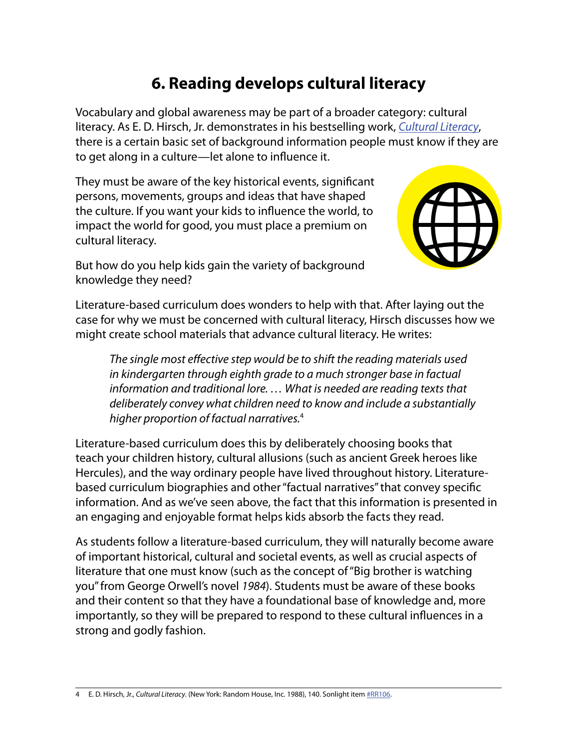## 6. Reading develops cultural literacy

Vocabulary and global awareness may be part of a broader category: cultural literacy. As E. D. Hirsch, Jr. demonstrates in his bestselling work, *Cultural Literacy*, there is a certain basic set of background information people must know if they are to get along in a culture—let alone to influence it.

They must be aware of the key historical events, significant persons, movements, groups and ideas that have shaped the culture. If you want your kids to influence the world, to impact the world for good, you must place a premium on cultural literacy.

But how do you help kids gain the variety of background knowledge they need?

Literature-based curriculum does wonders to help with that. After laying out the case for why we must be concerned with cultural literacy, Hirsch discusses how we might create school materials that advance cultural literacy. He writes:

> *The single most effective step would be to shift the reading materials used in kindergarten through eighth grade to a much stronger base in factual information and traditional lore. … What is needed are reading texts that deliberately convey what children need to know and include a substantially higher proportion of factual narratives.*[4]

Literature-based curriculum does this by deliberately choosing books that teach your children history, cultural allusions (such as ancient Greek heroes like Hercules), and the way ordinary people have lived throughout history. Literature-based curriculum biographies and other "factual narratives" that convey specific information. And as we've seen above, the fact that this information is presented in an engaging and enjoyable format helps kids absorb the facts they read.

As students follow a literature-based curriculum, they will naturally become aware of important historical, cultural and societal events, as well as crucial aspects of literature that one must know (such as the concept of "Big brother is watching you" from George Orwell's novel *1984*). Students must be aware of these books and their content so that they have a foundational base of knowledge and, more importantly, so they will be prepared to respond to these cultural influences in a strong and godly fashion.

---

4 E. D. Hirsch, Jr., *Cultural Literacy*. (New York: Random House, Inc. 1988), 140. Sonlight item #RR106.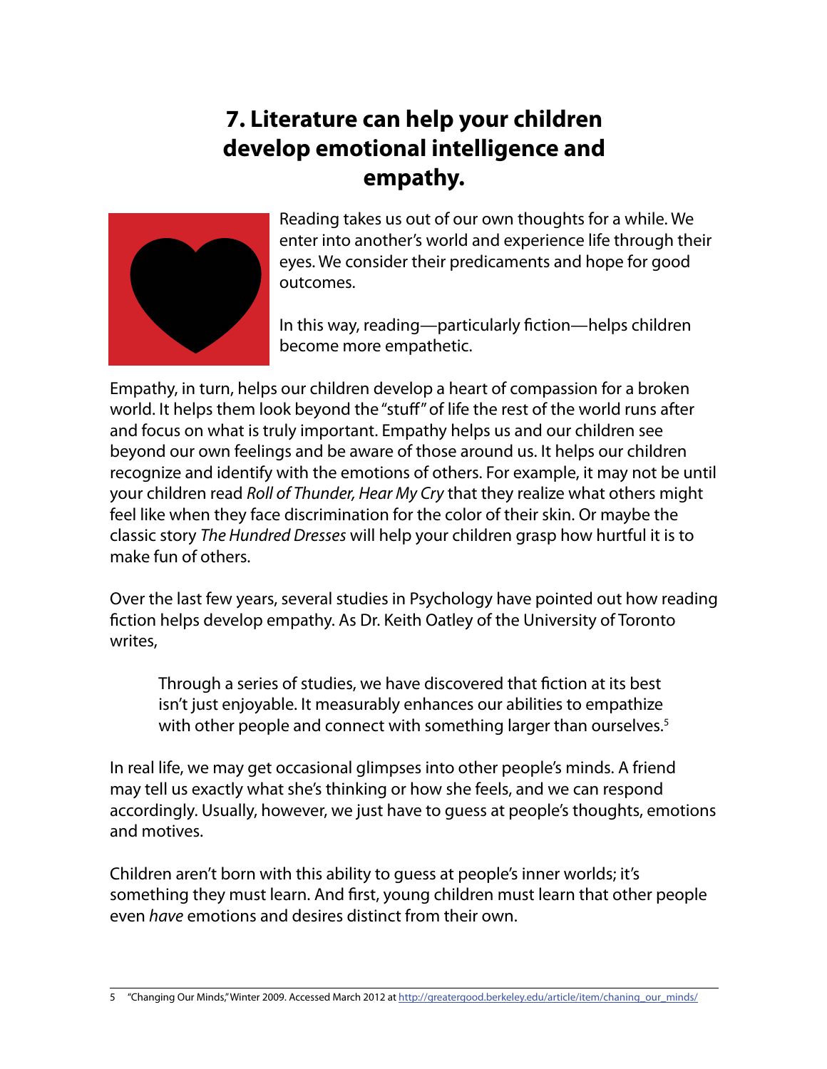## 7. Literature can help your children develop emotional intelligence and empathy.

Reading takes us out of our own thoughts for a while. We enter into another's world and experience life through their eyes. We consider their predicaments and hope for good outcomes.

In this way, reading—particularly fiction—helps children become more empathetic.

Empathy, in turn, helps our children develop a heart of compassion for a broken world. It helps them look beyond the "stuff" of life the rest of the world runs after and focus on what is truly important. Empathy helps us and our children see beyond our own feelings and be aware of those around us. It helps our children recognize and identify with the emotions of others. For example, it may not be until your children read *Roll of Thunder, Hear My Cry* that they realize what others might feel like when they face discrimination for the color of their skin. Or maybe the classic story *The Hundred Dresses* will help your children grasp how hurtful it is to make fun of others.

Over the last few years, several studies in Psychology have pointed out how reading fiction helps develop empathy. As Dr. Keith Oatley of the University of Toronto writes,

> Through a series of studies, we have discovered that fiction at its best isn't just enjoyable. It measurably enhances our abilities to empathize with other people and connect with something larger than ourselves.[5]

In real life, we may get occasional glimpses into other people's minds. A friend may tell us exactly what she's thinking or how she feels, and we can respond accordingly. Usually, however, we just have to guess at people's thoughts, emotions and motives.

Children aren't born with this ability to guess at people's inner worlds; it's something they must learn. And first, young children must learn that other people even *have* emotions and desires distinct from their own.

5 "Changing Our Minds," Winter 2009. Accessed March 2012 at http://greatergood.berkeley.edu/article/item/chaning_our_minds/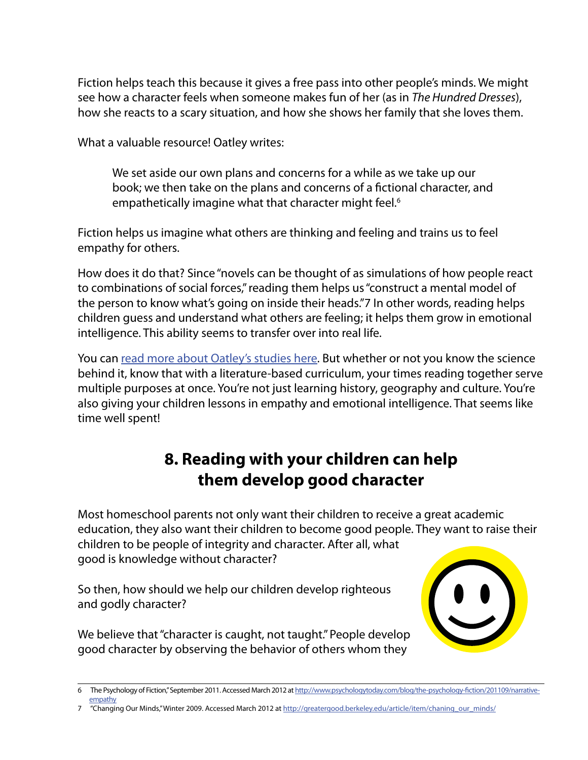Fiction helps teach this because it gives a free pass into other people's minds. We might see how a character feels when someone makes fun of her (as in *The Hundred Dresses*), how she reacts to a scary situation, and how she shows her family that she loves them.

What a valuable resource! Oatley writes:

> We set aside our own plans and concerns for a while as we take up our book; we then take on the plans and concerns of a fictional character, and empathetically imagine what that character might feel.[6]

Fiction helps us imagine what others are thinking and feeling and trains us to feel empathy for others.

How does it do that? Since "novels can be thought of as simulations of how people react to combinations of social forces," reading them helps us "construct a mental model of the person to know what's going on inside their heads."7 In other words, reading helps children guess and understand what others are feeling; it helps them grow in emotional intelligence. This ability seems to transfer over into real life.

You can read more about Oatley's studies here. But whether or not you know the science behind it, know that with a literature-based curriculum, your times reading together serve multiple purposes at once. You're not just learning history, geography and culture. You're also giving your children lessons in empathy and emotional intelligence. That seems like time well spent!

## 8. Reading with your children can help them develop good character

Most homeschool parents not only want their children to receive a great academic education, they also want their children to become good people. They want to raise their children to be people of integrity and character. After all, what good is knowledge without character?

So then, how should we help our children develop righteous and godly character?

We believe that "character is caught, not taught." People develop good character by observing the behavior of others whom they

---

6 The Psychology of Fiction," September 2011. Accessed March 2012 at http://www.psychologytoday.com/blog/the-psychology-fiction/201109/narrative-empathy

7 "Changing Our Minds," Winter 2009. Accessed March 2012 at http://greatergood.berkeley.edu/article/item/chaning_our_minds/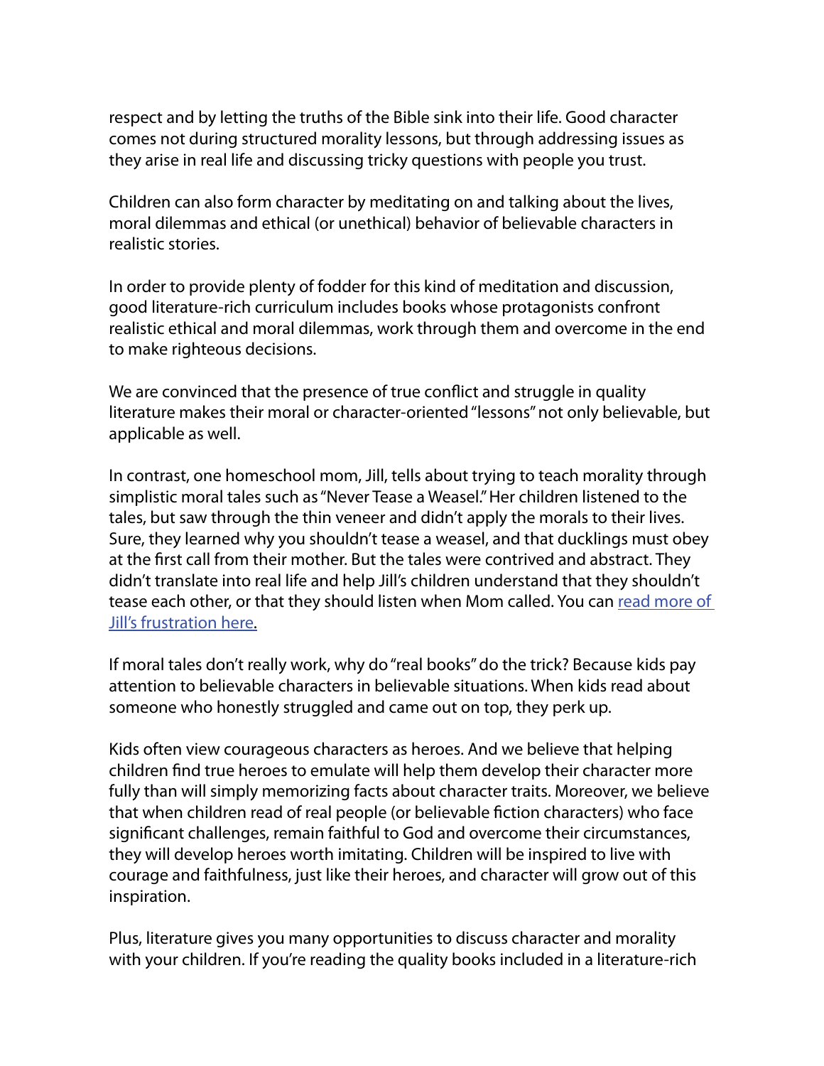respect and by letting the truths of the Bible sink into their life. Good character comes not during structured morality lessons, but through addressing issues as they arise in real life and discussing tricky questions with people you trust.

Children can also form character by meditating on and talking about the lives, moral dilemmas and ethical (or unethical) behavior of believable characters in realistic stories.

In order to provide plenty of fodder for this kind of meditation and discussion, good literature-rich curriculum includes books whose protagonists confront realistic ethical and moral dilemmas, work through them and overcome in the end to make righteous decisions.

We are convinced that the presence of true conflict and struggle in quality literature makes their moral or character-oriented "lessons" not only believable, but applicable as well.

In contrast, one homeschool mom, Jill, tells about trying to teach morality through simplistic moral tales such as "Never Tease a Weasel." Her children listened to the tales, but saw through the thin veneer and didn't apply the morals to their lives. Sure, they learned why you shouldn't tease a weasel, and that ducklings must obey at the first call from their mother. But the tales were contrived and abstract. They didn't translate into real life and help Jill's children understand that they shouldn't tease each other, or that they should listen when Mom called. You can read more of Jill's frustration here.

If moral tales don't really work, why do "real books" do the trick? Because kids pay attention to believable characters in believable situations. When kids read about someone who honestly struggled and came out on top, they perk up.

Kids often view courageous characters as heroes. And we believe that helping children find true heroes to emulate will help them develop their character more fully than will simply memorizing facts about character traits. Moreover, we believe that when children read of real people (or believable fiction characters) who face significant challenges, remain faithful to God and overcome their circumstances, they will develop heroes worth imitating. Children will be inspired to live with courage and faithfulness, just like their heroes, and character will grow out of this inspiration.

Plus, literature gives you many opportunities to discuss character and morality with your children. If you're reading the quality books included in a literature-rich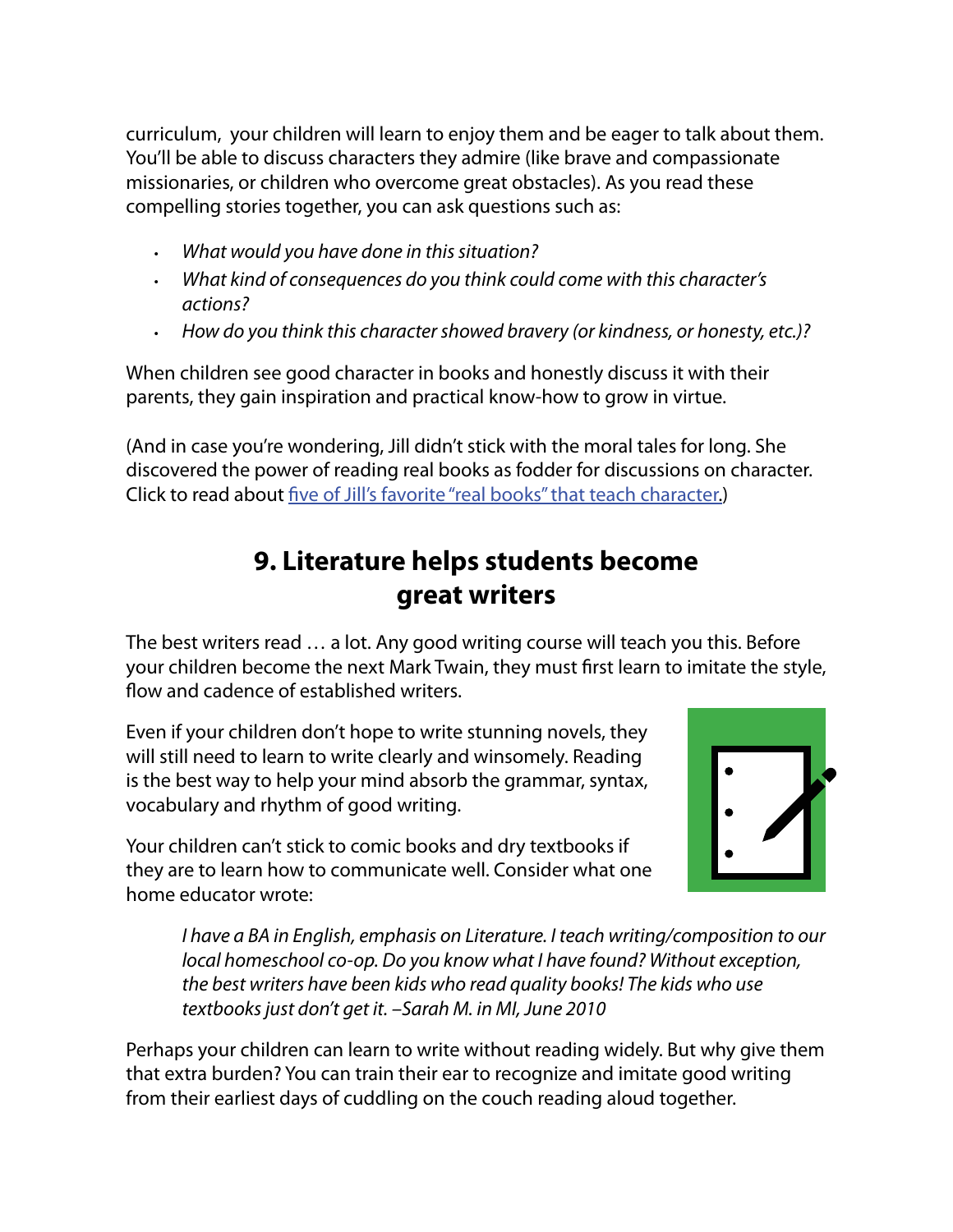curriculum, your children will learn to enjoy them and be eager to talk about them. You'll be able to discuss characters they admire (like brave and compassionate missionaries, or children who overcome great obstacles). As you read these compelling stories together, you can ask questions such as:

- *What would you have done in this situation?*
- *What kind of consequences do you think could come with this character's actions?*
- *How do you think this character showed bravery (or kindness, or honesty, etc.)?*

When children see good character in books and honestly discuss it with their parents, they gain inspiration and practical know-how to grow in virtue.

(And in case you're wondering, Jill didn't stick with the moral tales for long. She discovered the power of reading real books as fodder for discussions on character. Click to read about five of Jill's favorite "real books" that teach character.)

## 9. Literature helps students become great writers

The best writers read … a lot. Any good writing course will teach you this. Before your children become the next Mark Twain, they must first learn to imitate the style, flow and cadence of established writers.

Even if your children don't hope to write stunning novels, they will still need to learn to write clearly and winsomely. Reading is the best way to help your mind absorb the grammar, syntax, vocabulary and rhythm of good writing.

Your children can't stick to comic books and dry textbooks if they are to learn how to communicate well. Consider what one home educator wrote:

> *I have a BA in English, emphasis on Literature. I teach writing/composition to our local homeschool co-op. Do you know what I have found? Without exception, the best writers have been kids who read quality books! The kids who use textbooks just don't get it. –Sarah M. in MI, June 2010*

Perhaps your children can learn to write without reading widely. But why give them that extra burden? You can train their ear to recognize and imitate good writing from their earliest days of cuddling on the couch reading aloud together.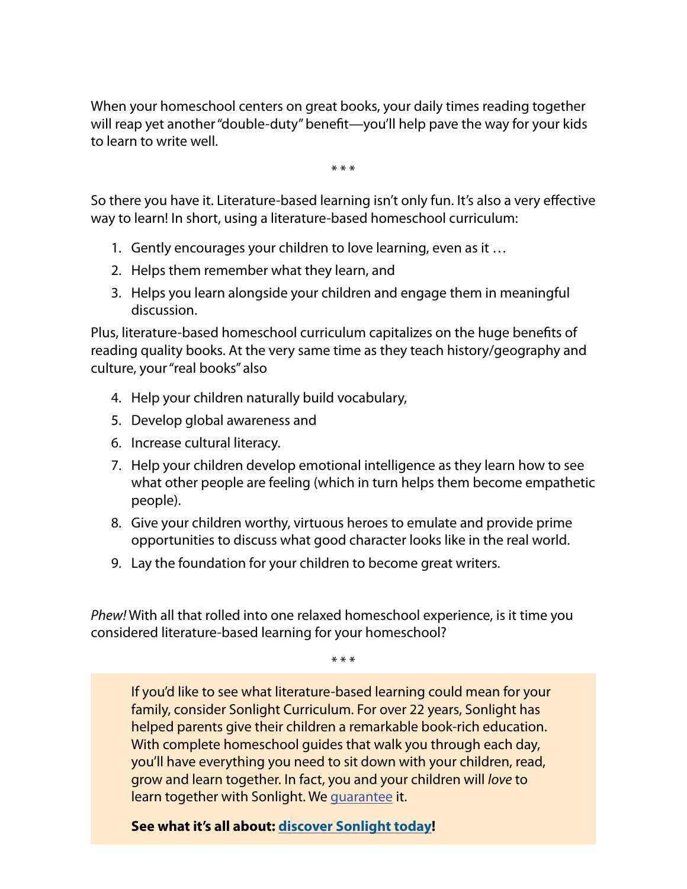When your homeschool centers on great books, your daily times reading together will reap yet another "double-duty" benefit—you'll help pave the way for your kids to learn to write well.

* * *

So there you have it. Literature-based learning isn't only fun. It's also a very effective way to learn! In short, using a literature-based homeschool curriculum:

1. Gently encourages your children to love learning, even as it …
2. Helps them remember what they learn, and
3. Helps you learn alongside your children and engage them in meaningful discussion.

Plus, literature-based homeschool curriculum capitalizes on the huge benefits of reading quality books. At the very same time as they teach history/geography and culture, your "real books" also

4. Help your children naturally build vocabulary,
5. Develop global awareness and
6. Increase cultural literacy.
7. Help your children develop emotional intelligence as they learn how to see what other people are feeling (which in turn helps them become empathetic people).
8. Give your children worthy, virtuous heroes to emulate and provide prime opportunities to discuss what good character looks like in the real world.
9. Lay the foundation for your children to become great writers.

*Phew!* With all that rolled into one relaxed homeschool experience, is it time you considered literature-based learning for your homeschool?

* * *

If you'd like to see what literature-based learning could mean for your family, consider Sonlight Curriculum. For over 22 years, Sonlight has helped parents give their children a remarkable book-rich education. With complete homeschool guides that walk you through each day, you'll have everything you need to sit down with your children, read, grow and learn together. In fact, you and your children will *love* to learn together with Sonlight. We guarantee it.

**See what it's all about: discover Sonlight today!**